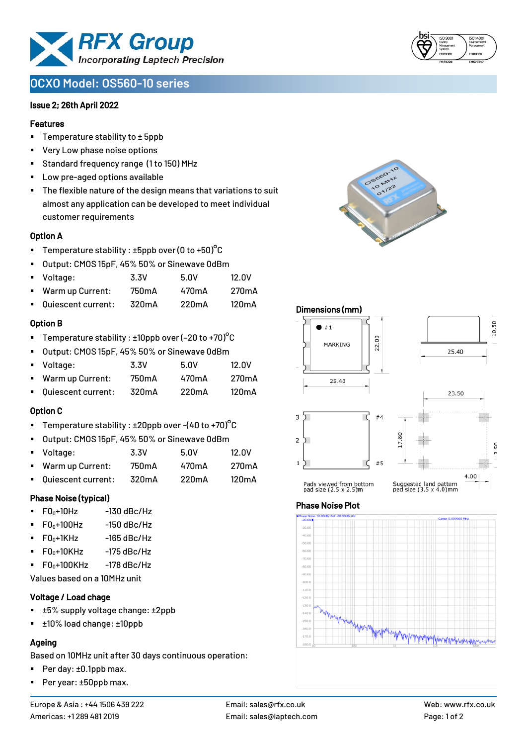# OCXO Model: OS560-10 series

**Issue 2; 26th April 2022**

### Features

- Temperature stability to ± 5ppb
- Very Low phase noise options
- Standard frequency range (1 to 150) MHz
- Low pre-aged options available
- The flexible nature of the design means that variations to suit almost any application can be developed to meet individual customer requirements

### Option A

- Temperature stability : ±5ppb over (0 to +50)°C
- Output: CMOS 15pF, 45% 50% or Sinewave 0dBm

| | 3.3V | 5.0V | 12.0V |
|---|---|---|---|
| Voltage: | 3.3V | 5.0V | 12.0V |
| Warm up Current: | 750mA | 470mA | 270mA |
| Quiescent current: | 320mA | 220mA | 120mA |

### Option B

- Temperature stability : ±10ppb over (-20 to +70)°C
- Output: CMOS 15pF, 45% 50% or Sinewave 0dBm

| | 3.3V | 5.0V | 12.0V |
|---|---|---|---|
| Voltage: | 3.3V | 5.0V | 12.0V |
| Warm up Current: | 750mA | 470mA | 270mA |
| Quiescent current: | 320mA | 220mA | 120mA |

### Option C

- Temperature stability : ±20ppb over -(40 to +70)°C
- Output: CMOS 15pF, 45% 50% or Sinewave 0dBm

| | 3.3V | 5.0V | 12.0V |
|---|---|---|---|
| Voltage: | 3.3V | 5.0V | 12.0V |
| Warm up Current: | 750mA | 470mA | 270mA |
| Quiescent current: | 320mA | 220mA | 120mA |

### Phase Noise (typical)

- $F0_0$+10Hz -130 dBc/Hz
- $F0_0$+100Hz -150 dBc/Hz
- $F0_0$+1KHz -165 dBc/Hz
- $F0_0$+10KHz -175 dBc/Hz
- $F0_0$+100KHz -178 dBc/Hz

Values based on a 10MHz unit

### Voltage / Load chage

- ±5% supply voltage change: ±2ppb
- ±10% load change: ±10ppb

### Ageing

Based on 10MHz unit after 30 days continuous operation:

- Per day: ±0.1ppb max.
- Per year: ±50ppb max.

### Dimensions (mm)

25.40 × 22.00, height 10.50; pin spacing 17.80, 23.50, 4.00

Pads viewed from bottom pad size (2.5 x 2.5)mm

Suggested land pattern pad size (3.5 x 4.0)mm

### Phase Noise Plot

Europe & Asia : +44 1506 439 222 | Email: sales@rfx.co.uk | Web: www.rfx.co.uk

Americas: +1 289 481 2019 | Email: sales@laptech.com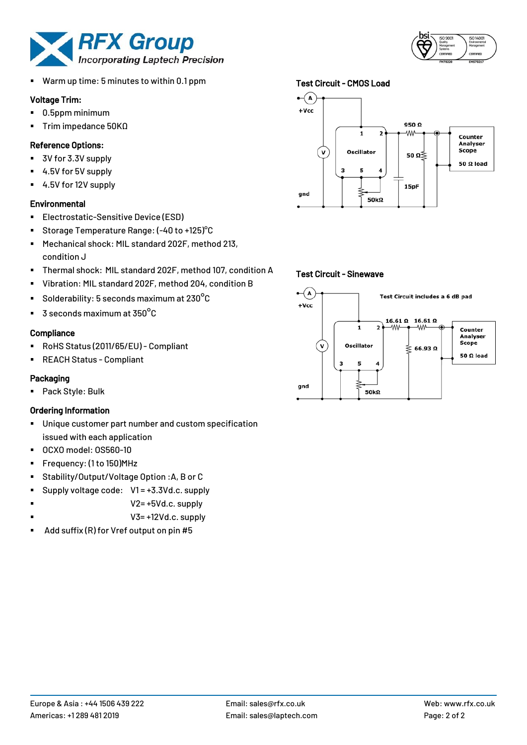- Warm up time: 5 minutes to within 0.1 ppm

### Voltage Trim:

- 0.5ppm minimum
- Trim impedance 50KΩ

### Reference Options:

- 3V for 3.3V supply
- 4.5V for 5V supply
- 4.5V for 12V supply

### Environmental

- Electrostatic-Sensitive Device (ESD)
- Storage Temperature Range: (-40 to +125)°C
- Mechanical shock: MIL standard 202F, method 213, condition J
- Thermal shock: MIL standard 202F, method 107, condition A
- Vibration: MIL standard 202F, method 204, condition B
- Solderability: 5 seconds maximum at 230°C
- 3 seconds maximum at 350°C

### Compliance

- RoHS Status (2011/65/EU) - Compliant
- REACH Status - Compliant

### Packaging

- Pack Style: Bulk

### Ordering Information

- Unique customer part number and custom specification issued with each application
- OCXO model: OS560-10
- Frequency: (1 to 150)MHz
- Stability/Output/Voltage Option :A, B or C
- Supply voltage code: V1 = +3.3Vd.c. supply
- V2= +5Vd.c. supply
- V3= +12Vd.c. supply
- Add suffix (R) for Vref output on pin #5

### Test Circuit - CMOS Load

A
+Vcc
V
Oscillator
1 2 3 5 4
gnd
50kΩ
950 Ω
50 Ω
15pF
Counter Analyser Scope
50 Ω load

### Test Circuit - Sinewave

A
+Vcc
Test Circuit includes a 6 dB pad
V
Oscillator
1 2 3 5 4
gnd
50kΩ
16.61 Ω 16.61 Ω
66.93 Ω
Counter Analyser Scope
50 Ω load